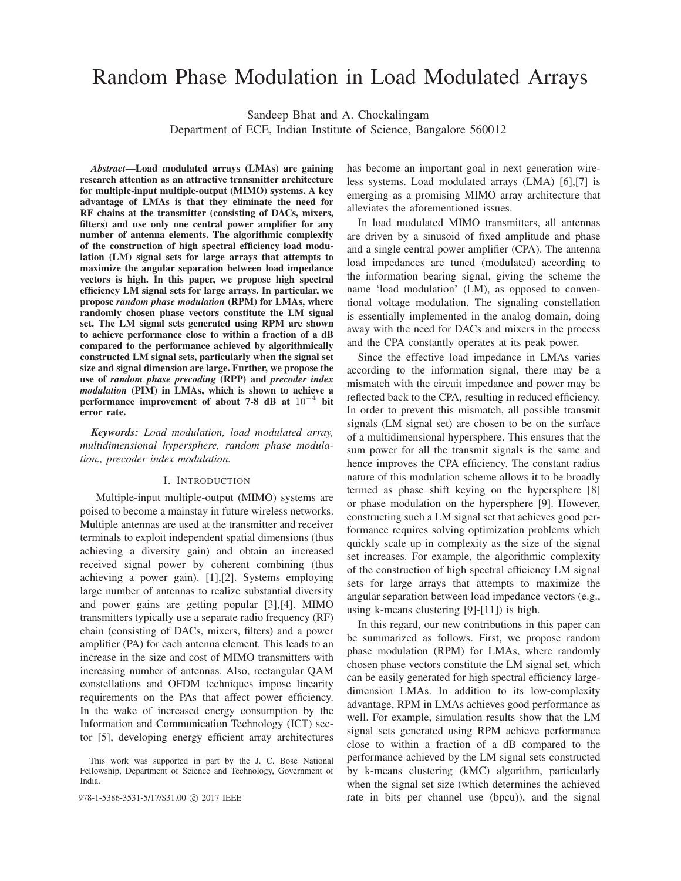# Random Phase Modulation in Load Modulated Arrays

Sandeep Bhat and A. Chockalingam
Department of ECE, Indian Institute of Science, Bangalore 560012

***Abstract*—Load modulated arrays (LMAs) are gaining research attention as an attractive transmitter architecture for multiple-input multiple-output (MIMO) systems. A key advantage of LMAs is that they eliminate the need for RF chains at the transmitter (consisting of DACs, mixers, filters) and use only one central power amplifier for any number of antenna elements. The algorithmic complexity of the construction of high spectral efficiency load modulation (LM) signal sets for large arrays that attempts to maximize the angular separation between load impedance vectors is high. In this paper, we propose high spectral efficiency LM signal sets for large arrays. In particular, we propose *random phase modulation* (RPM) for LMAs, where randomly chosen phase vectors constitute the LM signal set. The LM signal sets generated using RPM are shown to achieve performance close to within a fraction of a dB compared to the performance achieved by algorithmically constructed LM signal sets, particularly when the signal set size and signal dimension are large. Further, we propose the use of *random phase precoding* (RPP) and *precoder index modulation* (PIM) in LMAs, which is shown to achieve a performance improvement of about 7-8 dB at $10^{-4}$ bit error rate.**

***Keywords:*** *Load modulation, load modulated array, multidimensional hypersphere, random phase modulation., precoder index modulation.*

## I. Introduction

Multiple-input multiple-output (MIMO) systems are poised to become a mainstay in future wireless networks. Multiple antennas are used at the transmitter and receiver terminals to exploit independent spatial dimensions (thus achieving a diversity gain) and obtain an increased received signal power by coherent combining (thus achieving a power gain). [1],[2]. Systems employing large number of antennas to realize substantial diversity and power gains are getting popular [3],[4]. MIMO transmitters typically use a separate radio frequency (RF) chain (consisting of DACs, mixers, filters) and a power amplifier (PA) for each antenna element. This leads to an increase in the size and cost of MIMO transmitters with increasing number of antennas. Also, rectangular QAM constellations and OFDM techniques impose linearity requirements on the PAs that affect power efficiency. In the wake of increased energy consumption by the Information and Communication Technology (ICT) sector [5], developing energy efficient array architectures has become an important goal in next generation wireless systems. Load modulated arrays (LMA) [6],[7] is emerging as a promising MIMO array architecture that alleviates the aforementioned issues.

In load modulated MIMO transmitters, all antennas are driven by a sinusoid of fixed amplitude and phase and a single central power amplifier (CPA). The antenna load impedances are tuned (modulated) according to the information bearing signal, giving the scheme the name 'load modulation' (LM), as opposed to conventional voltage modulation. The signaling constellation is essentially implemented in the analog domain, doing away with the need for DACs and mixers in the process and the CPA constantly operates at its peak power.

Since the effective load impedance in LMAs varies according to the information signal, there may be a mismatch with the circuit impedance and power may be reflected back to the CPA, resulting in reduced efficiency. In order to prevent this mismatch, all possible transmit signals (LM signal set) are chosen to be on the surface of a multidimensional hypersphere. This ensures that the sum power for all the transmit signals is the same and hence improves the CPA efficiency. The constant radius nature of this modulation scheme allows it to be broadly termed as phase shift keying on the hypersphere [8] or phase modulation on the hypersphere [9]. However, constructing such a LM signal set that achieves good performance requires solving optimization problems which quickly scale up in complexity as the size of the signal set increases. For example, the algorithmic complexity of the construction of high spectral efficiency LM signal sets for large arrays that attempts to maximize the angular separation between load impedance vectors (e.g., using k-means clustering [9]-[11]) is high.

In this regard, our new contributions in this paper can be summarized as follows. First, we propose random phase modulation (RPM) for LMAs, where randomly chosen phase vectors constitute the LM signal set, which can be easily generated for high spectral efficiency large-dimension LMAs. In addition to its low-complexity advantage, RPM in LMAs achieves good performance as well. For example, simulation results show that the LM signal sets generated using RPM achieve performance close to within a fraction of a dB compared to the performance achieved by the LM signal sets constructed by k-means clustering (kMC) algorithm, particularly when the signal set size (which determines the achieved rate in bits per channel use (bpcu)), and the signal

This work was supported in part by the J. C. Bose National Fellowship, Department of Science and Technology, Government of India.

978-1-5386-3531-5/17/$31.00 © 2017 IEEE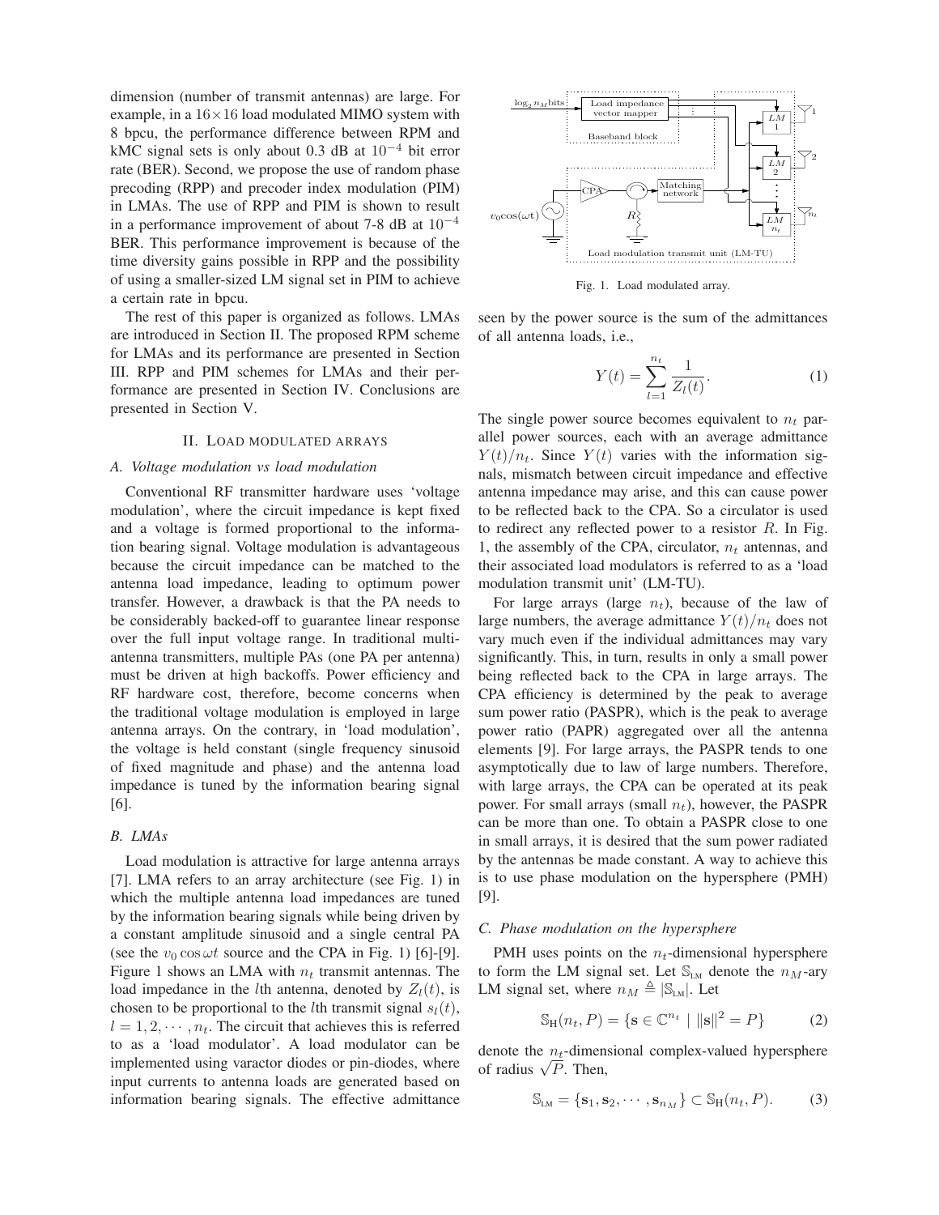dimension (number of transmit antennas) are large. For example, in a $16 \times 16$ load modulated MIMO system with 8 bpcu, the performance difference between RPM and kMC signal sets is only about 0.3 dB at $10^{-4}$ bit error rate (BER). Second, we propose the use of random phase precoding (RPP) and precoder index modulation (PIM) in LMAs. The use of RPP and PIM is shown to result in a performance improvement of about 7-8 dB at $10^{-4}$ BER. This performance improvement is because of the time diversity gains possible in RPP and the possibility of using a smaller-sized LM signal set in PIM to achieve a certain rate in bpcu.

The rest of this paper is organized as follows. LMAs are introduced in Section II. The proposed RPM scheme for LMAs and its performance are presented in Section III. RPP and PIM schemes for LMAs and their performance are presented in Section IV. Conclusions are presented in Section V.

## II. Load modulated arrays

### A. Voltage modulation vs load modulation

Conventional RF transmitter hardware uses 'voltage modulation', where the circuit impedance is kept fixed and a voltage is formed proportional to the information bearing signal. Voltage modulation is advantageous because the circuit impedance can be matched to the antenna load impedance, leading to optimum power transfer. However, a drawback is that the PA needs to be considerably backed-off to guarantee linear response over the full input voltage range. In traditional multi-antenna transmitters, multiple PAs (one PA per antenna) must be driven at high backoffs. Power efficiency and RF hardware cost, therefore, become concerns when the traditional voltage modulation is employed in large antenna arrays. On the contrary, in 'load modulation', the voltage is held constant (single frequency sinusoid of fixed magnitude and phase) and the antenna load impedance is tuned by the information bearing signal [6].

### B. LMAs

Load modulation is attractive for large antenna arrays [7]. LMA refers to an array architecture (see Fig. 1) in which the multiple antenna load impedances are tuned by the information bearing signals while being driven by a constant amplitude sinusoid and a single central PA (see the $v_0 \cos \omega t$ source and the CPA in Fig. 1) [6]-[9]. Figure 1 shows an LMA with $n_t$ transmit antennas. The load impedance in the $l$th antenna, denoted by $Z_l(t)$, is chosen to be proportional to the $l$th transmit signal $s_l(t)$, $l = 1, 2, \cdots, n_t$. The circuit that achieves this is referred to as a 'load modulator'. A load modulator can be implemented using varactor diodes or pin-diodes, where input currents to antenna loads are generated based on information bearing signals. The effective admittance seen by the power source is the sum of the admittances of all antenna loads, i.e.,

$$Y(t) = \sum_{l=1}^{n_t} \frac{1}{Z_l(t)}. \tag{1}$$

Fig. 1. Load modulated array.

The single power source becomes equivalent to $n_t$ parallel power sources, each with an average admittance $Y(t)/n_t$. Since $Y(t)$ varies with the information signals, mismatch between circuit impedance and effective antenna impedance may arise, and this can cause power to be reflected back to the CPA. So a circulator is used to redirect any reflected power to a resistor $R$. In Fig. 1, the assembly of the CPA, circulator, $n_t$ antennas, and their associated load modulators is referred to as a 'load modulation transmit unit' (LM-TU).

For large arrays (large $n_t$), because of the law of large numbers, the average admittance $Y(t)/n_t$ does not vary much even if the individual admittances may vary significantly. This, in turn, results in only a small power being reflected back to the CPA in large arrays. The CPA efficiency is determined by the peak to average sum power ratio (PASPR), which is the peak to average power ratio (PAPR) aggregated over all the antenna elements [9]. For large arrays, the PASPR tends to one asymptotically due to law of large numbers. Therefore, with large arrays, the CPA can be operated at its peak power. For small arrays (small $n_t$), however, the PASPR can be more than one. To obtain a PASPR close to one in small arrays, it is desired that the sum power radiated by the antennas be made constant. A way to achieve this is to use phase modulation on the hypersphere (PMH) [9].

### C. Phase modulation on the hypersphere

PMH uses points on the $n_t$-dimensional hypersphere to form the LM signal set. Let $\mathbb{S}_{\text{LM}}$ denote the $n_M$-ary LM signal set, where $n_M \triangleq |\mathbb{S}_{\text{LM}}|$. Let

$$\mathbb{S}_{\text{H}}(n_t, P) = \{\mathbf{s} \in \mathbb{C}^{n_t} \mid \|\mathbf{s}\|^2 = P\} \tag{2}$$

denote the $n_t$-dimensional complex-valued hypersphere of radius $\sqrt{P}$. Then,

$$\mathbb{S}_{\text{LM}} = \{\mathbf{s}_1, \mathbf{s}_2, \cdots, \mathbf{s}_{n_M}\} \subset \mathbb{S}_{\text{H}}(n_t, P). \tag{3}$$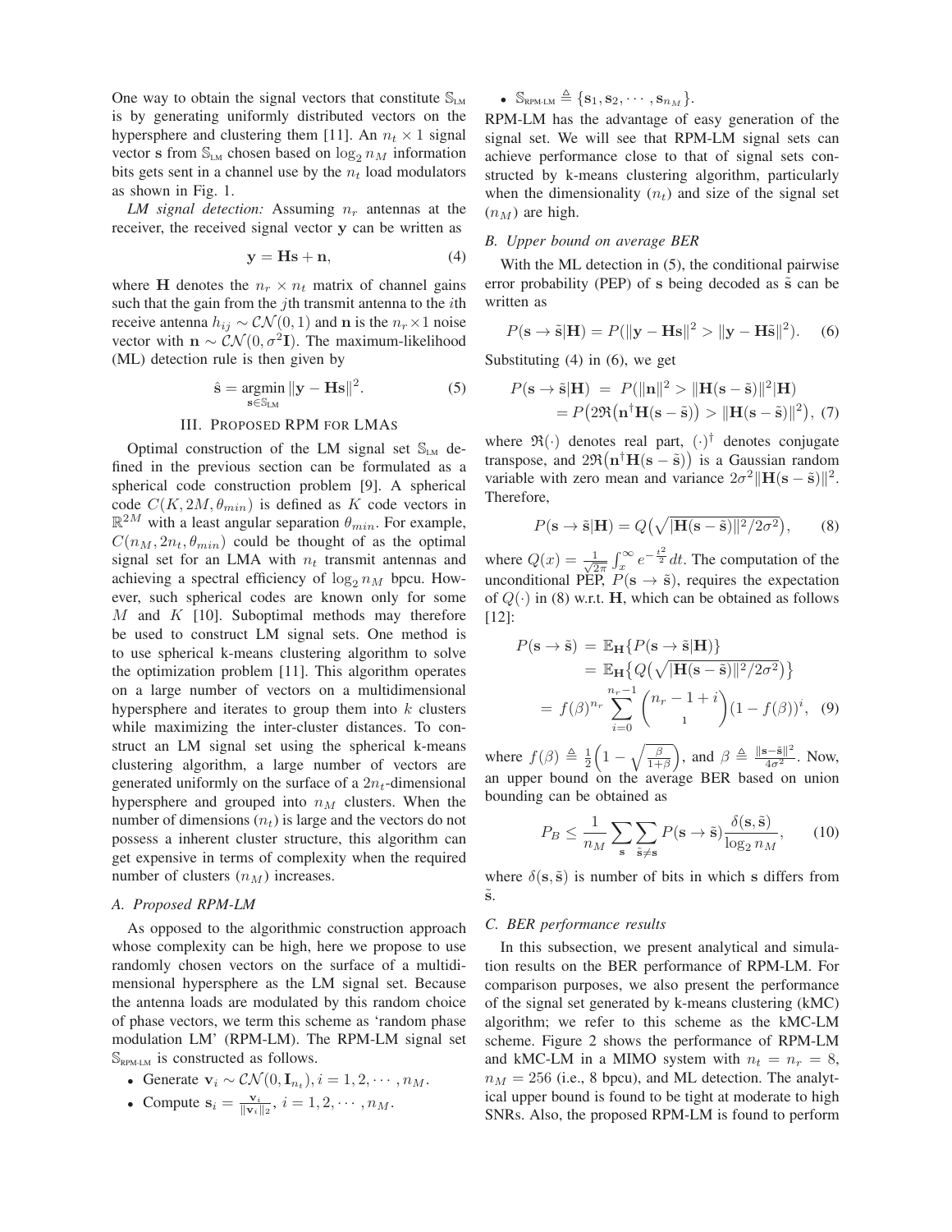One way to obtain the signal vectors that constitute $\mathbb{S}_{\text{LM}}$ is by generating uniformly distributed vectors on the hypersphere and clustering them [11]. An $n_t \times 1$ signal vector $\mathbf{s}$ from $\mathbb{S}_{\text{LM}}$ chosen based on $\log_2 n_M$ information bits gets sent in a channel use by the $n_t$ load modulators as shown in Fig. 1.

*LM signal detection:* Assuming $n_r$ antennas at the receiver, the received signal vector $\mathbf{y}$ can be written as

$$\mathbf{y} = \mathbf{H}\mathbf{s} + \mathbf{n}, \tag{4}$$

where $\mathbf{H}$ denotes the $n_r \times n_t$ matrix of channel gains such that the gain from the $j$th transmit antenna to the $i$th receive antenna $h_{ij} \sim \mathcal{CN}(0, 1)$ and $\mathbf{n}$ is the $n_r \times 1$ noise vector with $\mathbf{n} \sim \mathcal{CN}(0, \sigma^2 \mathbf{I})$. The maximum-likelihood (ML) detection rule is then given by

$$\hat{\mathbf{s}} = \underset{\mathbf{s} \in \mathbb{S}_{\text{LM}}}{\operatorname{argmin}} \|\mathbf{y} - \mathbf{H}\mathbf{s}\|^2. \tag{5}$$

## III. Proposed RPM for LMAs

Optimal construction of the LM signal set $\mathbb{S}_{\text{LM}}$ defined in the previous section can be formulated as a spherical code construction problem [9]. A spherical code $C(K, 2M, \theta_{min})$ is defined as $K$ code vectors in $\mathbb{R}^{2M}$ with a least angular separation $\theta_{min}$. For example, $C(n_M, 2n_t, \theta_{min})$ could be thought of as the optimal signal set for an LMA with $n_t$ transmit antennas and achieving a spectral efficiency of $\log_2 n_M$ bpcu. However, such spherical codes are known only for some $M$ and $K$ [10]. Suboptimal methods may therefore be used to construct LM signal sets. One method is to use spherical k-means clustering algorithm to solve the optimization problem [11]. This algorithm operates on a large number of vectors on a multidimensional hypersphere and iterates to group them into $k$ clusters while maximizing the inter-cluster distances. To construct an LM signal set using the spherical k-means clustering algorithm, a large number of vectors are generated uniformly on the surface of a $2n_t$-dimensional hypersphere and grouped into $n_M$ clusters. When the number of dimensions ($n_t$) is large and the vectors do not possess a inherent cluster structure, this algorithm can get expensive in terms of complexity when the required number of clusters ($n_M$) increases.

### A. Proposed RPM-LM

As opposed to the algorithmic construction approach whose complexity can be high, here we propose to use randomly chosen vectors on the surface of a multidimensional hypersphere as the LM signal set. Because the antenna loads are modulated by this random choice of phase vectors, we term this scheme as 'random phase modulation LM' (RPM-LM). The RPM-LM signal set $\mathbb{S}_{\text{RPM-LM}}$ is constructed as follows.

- Generate $\mathbf{v}_i \sim \mathcal{CN}(0, \mathbf{I}_{n_t}), i = 1, 2, \cdots, n_M$.
- Compute $\mathbf{s}_i = \frac{\mathbf{v}_i}{\|\mathbf{v}_i\|_2}$, $i = 1, 2, \cdots, n_M$.
- $\mathbb{S}_{\text{RPM-LM}} \triangleq \{\mathbf{s}_1, \mathbf{s}_2, \cdots, \mathbf{s}_{n_M}\}$.

RPM-LM has the advantage of easy generation of the signal set. We will see that RPM-LM signal sets can achieve performance close to that of signal sets constructed by k-means clustering algorithm, particularly when the dimensionality ($n_t$) and size of the signal set ($n_M$) are high.

### B. Upper bound on average BER

With the ML detection in (5), the conditional pairwise error probability (PEP) of $\mathbf{s}$ being decoded as $\tilde{\mathbf{s}}$ can be written as

$$P(\mathbf{s} \to \tilde{\mathbf{s}}|\mathbf{H}) = P(\|\mathbf{y} - \mathbf{H}\mathbf{s}\|^2 > \|\mathbf{y} - \mathbf{H}\tilde{\mathbf{s}}\|^2). \tag{6}$$

Substituting (4) in (6), we get

$$\begin{aligned} P(\mathbf{s} \to \tilde{\mathbf{s}}|\mathbf{H}) &= P(\|\mathbf{n}\|^2 > \|\mathbf{H}(\mathbf{s} - \tilde{\mathbf{s}})\|^2|\mathbf{H}) \\ &= P\big(2\Re\big(\mathbf{n}^\dagger \mathbf{H}(\mathbf{s} - \tilde{\mathbf{s}})\big) > \|\mathbf{H}(\mathbf{s} - \tilde{\mathbf{s}})\|^2\big), \end{aligned} \tag{7}$$

where $\Re(\cdot)$ denotes real part, $(\cdot)^\dagger$ denotes conjugate transpose, and $2\Re\big(\mathbf{n}^\dagger \mathbf{H}(\mathbf{s} - \tilde{\mathbf{s}})\big)$ is a Gaussian random variable with zero mean and variance $2\sigma^2\|\mathbf{H}(\mathbf{s} - \tilde{\mathbf{s}})\|^2$. Therefore,

$$P(\mathbf{s} \to \tilde{\mathbf{s}}|\mathbf{H}) = Q\big(\sqrt{\|\mathbf{H}(\mathbf{s} - \tilde{\mathbf{s}})\|^2/2\sigma^2}\big), \tag{8}$$

where $Q(x) = \frac{1}{\sqrt{2\pi}}\int_x^\infty e^{-\frac{t^2}{2}}\,dt$. The computation of the unconditional PEP, $P(\mathbf{s} \to \tilde{\mathbf{s}})$, requires the expectation of $Q(\cdot)$ in (8) w.r.t. $\mathbf{H}$, which can be obtained as follows [12]:

$$\begin{aligned} P(\mathbf{s} \to \tilde{\mathbf{s}}) &= \mathbb{E}_{\mathbf{H}}\{P(\mathbf{s} \to \tilde{\mathbf{s}}|\mathbf{H})\} \\ &= \mathbb{E}_{\mathbf{H}}\big\{Q\big(\sqrt{\|\mathbf{H}(\mathbf{s} - \tilde{\mathbf{s}})\|^2/2\sigma^2}\big)\big\} \\ &= f(\beta)^{n_r} \sum_{i=0}^{n_r - 1} \binom{n_r - 1 + i}{i} (1 - f(\beta))^i, \end{aligned} \tag{9}$$

where $f(\beta) \triangleq \frac{1}{2}\Big(1 - \sqrt{\frac{\beta}{1+\beta}}\Big)$, and $\beta \triangleq \frac{\|\mathbf{s} - \tilde{\mathbf{s}}\|^2}{4\sigma^2}$. Now, an upper bound on the average BER based on union bounding can be obtained as

$$P_B \leq \frac{1}{n_M} \sum_{\mathbf{s}} \sum_{\tilde{\mathbf{s}} \neq \mathbf{s}} P(\mathbf{s} \to \tilde{\mathbf{s}}) \frac{\delta(\mathbf{s}, \tilde{\mathbf{s}})}{\log_2 n_M}, \tag{10}$$

where $\delta(\mathbf{s}, \tilde{\mathbf{s}})$ is number of bits in which $\mathbf{s}$ differs from $\tilde{\mathbf{s}}$.

### C. BER performance results

In this subsection, we present analytical and simulation results on the BER performance of RPM-LM. For comparison purposes, we also present the performance of the signal set generated by k-means clustering (kMC) algorithm; we refer to this scheme as the kMC-LM scheme. Figure 2 shows the performance of RPM-LM and kMC-LM in a MIMO system with $n_t = n_r = 8$, $n_M = 256$ (i.e., 8 bpcu), and ML detection. The analytical upper bound is found to be tight at moderate to high SNRs. Also, the proposed RPM-LM is found to perform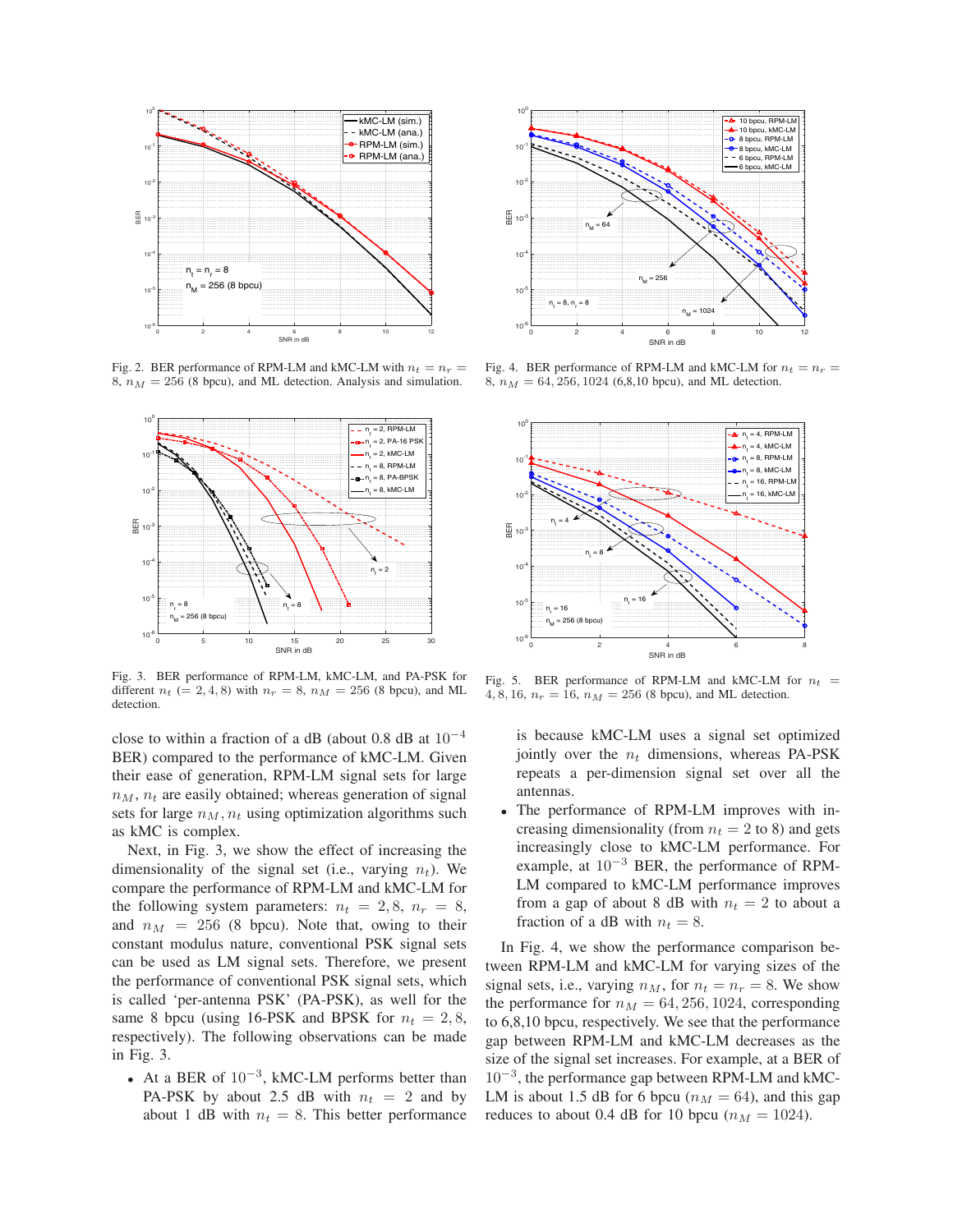Fig. 2. BER performance of RPM-LM and kMC-LM with $n_t = n_r = 8$, $n_M = 256$ (8 bpcu), and ML detection. Analysis and simulation.

Fig. 4. BER performance of RPM-LM and kMC-LM for $n_t = n_r = 8$, $n_M = 64, 256, 1024$ (6,8,10 bpcu), and ML detection.

Fig. 3. BER performance of RPM-LM, kMC-LM, and PA-PSK for different $n_t$ $(= 2, 4, 8)$ with $n_r = 8$, $n_M = 256$ (8 bpcu), and ML detection.

Fig. 5. BER performance of RPM-LM and kMC-LM for $n_t = 4, 8, 16$, $n_r = 16$, $n_M = 256$ (8 bpcu), and ML detection.

close to within a fraction of a dB (about 0.8 dB at $10^{-4}$ BER) compared to the performance of kMC-LM. Given their ease of generation, RPM-LM signal sets for large $n_M$, $n_t$ are easily obtained; whereas generation of signal sets for large $n_M$, $n_t$ using optimization algorithms such as kMC is complex.

Next, in Fig. 3, we show the effect of increasing the dimensionality of the signal set (i.e., varying $n_t$). We compare the performance of RPM-LM and kMC-LM for the following system parameters: $n_t = 2, 8$, $n_r = 8$, and $n_M = 256$ (8 bpcu). Note that, owing to their constant modulus nature, conventional PSK signal sets can be used as LM signal sets. Therefore, we present the performance of conventional PSK signal sets, which is called 'per-antenna PSK' (PA-PSK), as well for the same 8 bpcu (using 16-PSK and BPSK for $n_t = 2, 8$, respectively). The following observations can be made in Fig. 3.

- At a BER of $10^{-3}$, kMC-LM performs better than PA-PSK by about 2.5 dB with $n_t = 2$ and by about 1 dB with $n_t = 8$. This better performance is because kMC-LM uses a signal set optimized jointly over the $n_t$ dimensions, whereas PA-PSK repeats a per-dimension signal set over all the antennas.
- The performance of RPM-LM improves with increasing dimensionality (from $n_t = 2$ to 8) and gets increasingly close to kMC-LM performance. For example, at $10^{-3}$ BER, the performance of RPM-LM compared to kMC-LM performance improves from a gap of about 8 dB with $n_t = 2$ to about a fraction of a dB with $n_t = 8$.

In Fig. 4, we show the performance comparison between RPM-LM and kMC-LM for varying sizes of the signal sets, i.e., varying $n_M$, for $n_t = n_r = 8$. We show the performance for $n_M = 64, 256, 1024$, corresponding to 6,8,10 bpcu, respectively. We see that the performance gap between RPM-LM and kMC-LM decreases as the size of the signal set increases. For example, at a BER of $10^{-3}$, the performance gap between RPM-LM and kMC-LM is about 1.5 dB for 6 bpcu ($n_M = 64$), and this gap reduces to about 0.4 dB for 10 bpcu ($n_M = 1024$).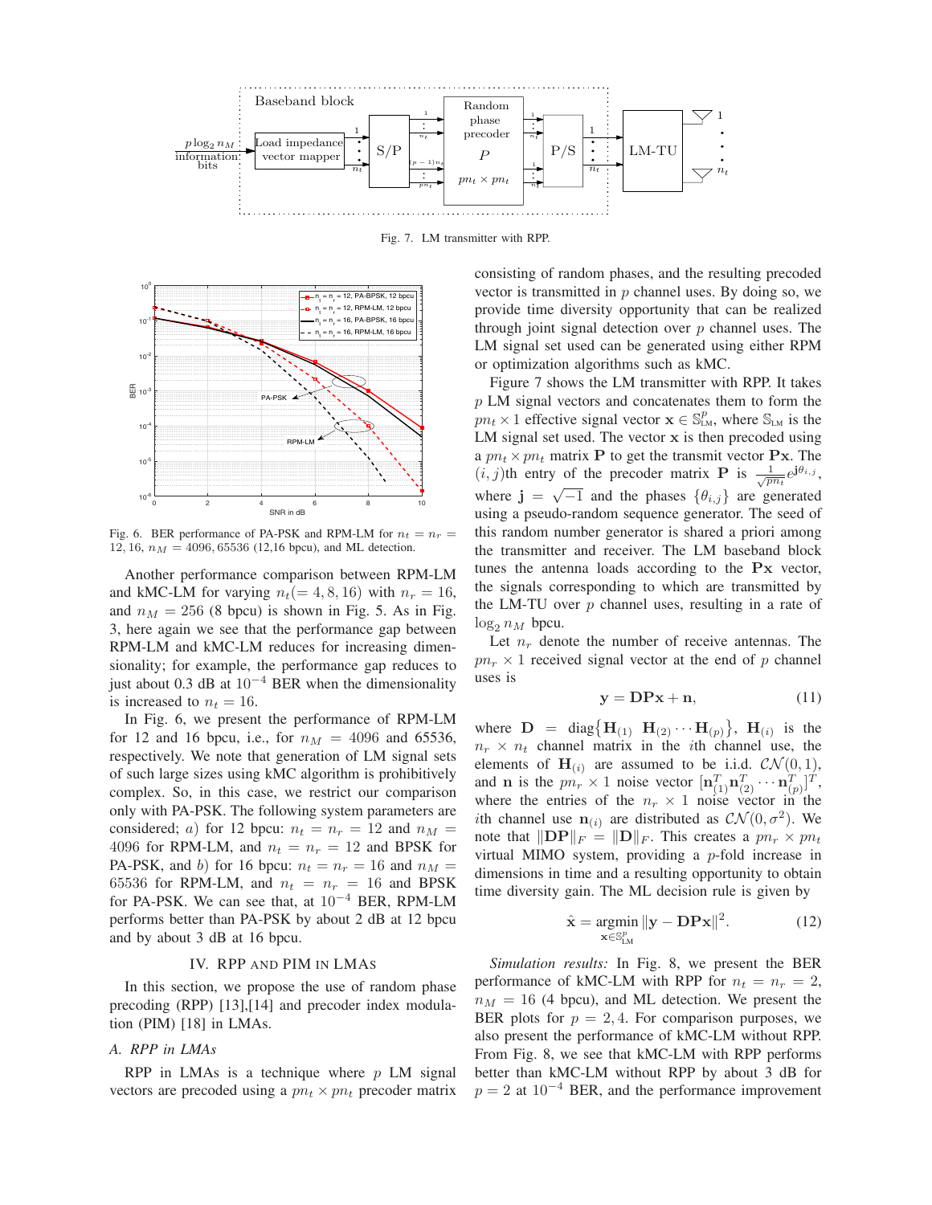Fig. 7. LM transmitter with RPP.

Fig. 6. BER performance of PA-PSK and RPM-LM for $n_t = n_r = 12, 16$, $n_M = 4096, 65536$ (12,16 bpcu), and ML detection.

Another performance comparison between RPM-LM and kMC-LM for varying $n_t (= 4, 8, 16)$ with $n_r = 16$, and $n_M = 256$ (8 bpcu) is shown in Fig. 5. As in Fig. 3, here again we see that the performance gap between RPM-LM and kMC-LM reduces for increasing dimensionality; for example, the performance gap reduces to just about 0.3 dB at $10^{-4}$ BER when the dimensionality is increased to $n_t = 16$.

In Fig. 6, we present the performance of RPM-LM for 12 and 16 bpcu, i.e., for $n_M = 4096$ and 65536, respectively. We note that generation of LM signal sets of such large sizes using kMC algorithm is prohibitively complex. So, in this case, we restrict our comparison only with PA-PSK. The following system parameters are considered; $a)$ for 12 bpcu: $n_t = n_r = 12$ and $n_M = 4096$ for RPM-LM, and $n_t = n_r = 12$ and BPSK for PA-PSK, and $b)$ for 16 bpcu: $n_t = n_r = 16$ and $n_M = 65536$ for RPM-LM, and $n_t = n_r = 16$ and BPSK for PA-PSK. We can see that, at $10^{-4}$ BER, RPM-LM performs better than PA-PSK by about 2 dB at 12 bpcu and by about 3 dB at 16 bpcu.

## IV. RPP and PIM in LMAs

In this section, we propose the use of random phase precoding (RPP) [13],[14] and precoder index modulation (PIM) [18] in LMAs.

### A. RPP in LMAs

RPP in LMAs is a technique where $p$ LM signal vectors are precoded using a $pn_t \times pn_t$ precoder matrix consisting of random phases, and the resulting precoded vector is transmitted in $p$ channel uses. By doing so, we provide time diversity opportunity that can be realized through joint signal detection over $p$ channel uses. The LM signal set used can be generated using either RPM or optimization algorithms such as kMC.

Figure 7 shows the LM transmitter with RPP. It takes $p$ LM signal vectors and concatenates them to form the $pn_t \times 1$ effective signal vector $\mathbf{x} \in \mathbb{S}_{\text{LM}}^p$, where $\mathbb{S}_{\text{LM}}$ is the LM signal set used. The vector $\mathbf{x}$ is then precoded using a $pn_t \times pn_t$ matrix $\mathbf{P}$ to get the transmit vector $\mathbf{Px}$. The $(i,j)$th entry of the precoder matrix $\mathbf{P}$ is $\frac{1}{\sqrt{pn_t}} e^{\mathbf{j}\theta_{i,j}}$, where $\mathbf{j} = \sqrt{-1}$ and the phases $\{\theta_{i,j}\}$ are generated using a pseudo-random sequence generator. The seed of this random number generator is shared a priori among the transmitter and receiver. The LM baseband block tunes the antenna loads according to the $\mathbf{Px}$ vector, the signals corresponding to which are transmitted by the LM-TU over $p$ channel uses, resulting in a rate of $\log_2 n_M$ bpcu.

Let $n_r$ denote the number of receive antennas. The $pn_r \times 1$ received signal vector at the end of $p$ channel uses is

$$\mathbf{y} = \mathbf{DPx} + \mathbf{n}, \tag{11}$$

where $\mathbf{D} = \text{diag}\{\mathbf{H}_{(1)} \ \mathbf{H}_{(2)} \cdots \mathbf{H}_{(p)}\}$, $\mathbf{H}_{(i)}$ is the $n_r \times n_t$ channel matrix in the $i$th channel use, the elements of $\mathbf{H}_{(i)}$ are assumed to be i.i.d. $\mathcal{CN}(0,1)$, and $\mathbf{n}$ is the $pn_r \times 1$ noise vector $[\mathbf{n}_{(1)}^T \mathbf{n}_{(2)}^T \cdots \mathbf{n}_{(p)}^T]^T$, where the entries of the $n_r \times 1$ noise vector in the $i$th channel use $\mathbf{n}_{(i)}$ are distributed as $\mathcal{CN}(0, \sigma^2)$. We note that $\|\mathbf{DP}\|_F = \|\mathbf{D}\|_F$. This creates a $pn_r \times pn_t$ virtual MIMO system, providing a $p$-fold increase in dimensions in time and a resulting opportunity to obtain time diversity gain. The ML decision rule is given by

$$\hat{\mathbf{x}} = \underset{\mathbf{x} \in \mathbb{S}_{\text{LM}}^p}{\text{argmin}} \|\mathbf{y} - \mathbf{DPx}\|^2. \tag{12}$$

*Simulation results:* In Fig. 8, we present the BER performance of kMC-LM with RPP for $n_t = n_r = 2$, $n_M = 16$ (4 bpcu), and ML detection. We present the BER plots for $p = 2, 4$. For comparison purposes, we also present the performance of kMC-LM without RPP. From Fig. 8, we see that kMC-LM with RPP performs better than kMC-LM without RPP by about 3 dB for $p = 2$ at $10^{-4}$ BER, and the performance improvement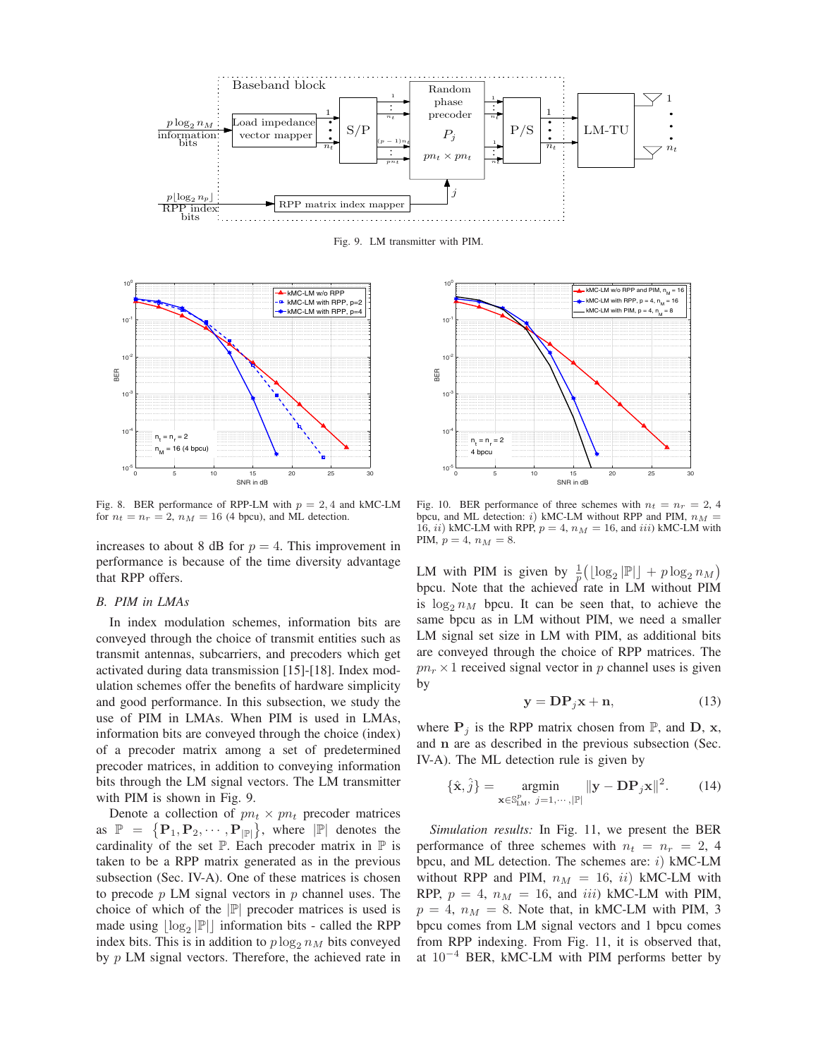Fig. 9. LM transmitter with PIM.

Fig. 8. BER performance of RPP-LM with $p = 2, 4$ and kMC-LM for $n_t = n_r = 2$, $n_M = 16$ (4 bpcu), and ML detection.

Fig. 10. BER performance of three schemes with $n_t = n_r = 2$, 4 bpcu, and ML detection: $i)$ kMC-LM without RPP and PIM, $n_M = 16$, $ii)$ kMC-LM with RPP, $p = 4$, $n_M = 16$, and $iii)$ kMC-LM with PIM, $p = 4$, $n_M = 8$.

increases to about 8 dB for $p = 4$. This improvement in performance is because of the time diversity advantage that RPP offers.

### B. PIM in LMAs

In index modulation schemes, information bits are conveyed through the choice of transmit entities such as transmit antennas, subcarriers, and precoders which get activated during data transmission [15]-[18]. Index modulation schemes offer the benefits of hardware simplicity and good performance. In this subsection, we study the use of PIM in LMAs. When PIM is used in LMAs, information bits are conveyed through the choice (index) of a precoder matrix among a set of predetermined precoder matrices, in addition to conveying information bits through the LM signal vectors. The LM transmitter with PIM is shown in Fig. 9.

Denote a collection of $pn_t \times pn_t$ precoder matrices as $\mathbb{P} = \{\mathbf{P}_1, \mathbf{P}_2, \cdots, \mathbf{P}_{|\mathbb{P}|}\}$, where $|\mathbb{P}|$ denotes the cardinality of the set $\mathbb{P}$. Each precoder matrix in $\mathbb{P}$ is taken to be a RPP matrix generated as in the previous subsection (Sec. IV-A). One of these matrices is chosen to precode $p$ LM signal vectors in $p$ channel uses. The choice of which of the $|\mathbb{P}|$ precoder matrices is used is made using $\lfloor \log_2 |\mathbb{P}| \rfloor$ information bits - called the RPP index bits. This is in addition to $p \log_2 n_M$ bits conveyed by $p$ LM signal vectors. Therefore, the achieved rate in LM with PIM is given by $\frac{1}{p}\big(\lfloor \log_2 |\mathbb{P}| \rfloor + p \log_2 n_M\big)$ bpcu. Note that the achieved rate in LM without PIM is $\log_2 n_M$ bpcu. It can be seen that, to achieve the same bpcu as in LM without PIM, we need a smaller LM signal set size in LM with PIM, as additional bits are conveyed through the choice of RPP matrices. The $pn_r \times 1$ received signal vector in $p$ channel uses is given by

$$\mathbf{y} = \mathbf{D}\mathbf{P}_j\mathbf{x} + \mathbf{n}, \tag{13}$$

where $\mathbf{P}_j$ is the RPP matrix chosen from $\mathbb{P}$, and $\mathbf{D}$, $\mathbf{x}$, and $\mathbf{n}$ are as described in the previous subsection (Sec. IV-A). The ML detection rule is given by

$$\{\hat{\mathbf{x}}, \hat{j}\} = \underset{\mathbf{x} \in \mathbb{S}_{\text{LM}}^p,\ j=1,\cdots,|\mathbb{P}|}{\text{argmin}} \|\mathbf{y} - \mathbf{D}\mathbf{P}_j\mathbf{x}\|^2. \tag{14}$$

*Simulation results:* In Fig. 11, we present the BER performance of three schemes with $n_t = n_r = 2$, 4 bpcu, and ML detection. The schemes are: $i)$ kMC-LM without RPP and PIM, $n_M = 16$, $ii)$ kMC-LM with RPP, $p = 4$, $n_M = 16$, and $iii)$ kMC-LM with PIM, $p = 4$, $n_M = 8$. Note that, in kMC-LM with PIM, 3 bpcu comes from LM signal vectors and 1 bpcu comes from RPP indexing. From Fig. 11, it is observed that, at $10^{-4}$ BER, kMC-LM with PIM performs better by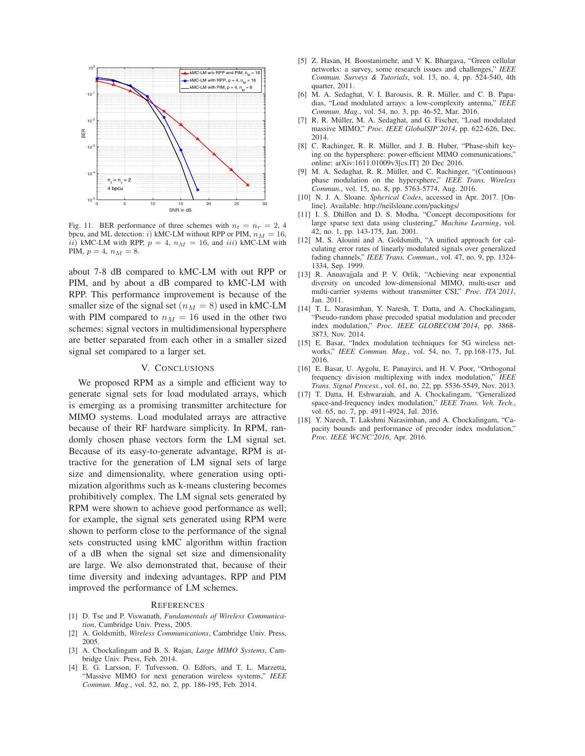$10^0$

$10^{-1}$

$10^{-2}$

$10^{-3}$

$10^{-4}$

$10^{-5}$

BER

0 5 10 15 20 25 30

SNR in dB

kMC-LM w/o RPP and PIM, $n_M = 16$

kMC-LM with RPP, p = 4, $n_M = 16$

kMC-LM with PIM, p = 4, $n_M = 8$

$n_t = n_r = 2$

4 bpcu

Fig. 11. BER performance of three schemes with $n_t = n_r = 2$, 4 bpcu, and ML detection: $i)$ kMC-LM without RPP or PIM, $n_M = 16$, $ii)$ kMC-LM with RPP, $p = 4$, $n_M = 16$, and $iii)$ kMC-LM with PIM, $p = 4$, $n_M = 8$.

about 7-8 dB compared to kMC-LM with out RPP or PIM, and by about a dB compared to kMC-LM with RPP. This performance improvement is because of the smaller size of the signal set $(n_M = 8)$ used in kMC-LM with PIM compared to $n_M = 16$ used in the other two schemes; signal vectors in multidimensional hypersphere are better separated from each other in a smaller sized signal set compared to a larger set.

## V. Conclusions

We proposed RPM as a simple and efficient way to generate signal sets for load modulated arrays, which is emerging as a promising transmitter architecture for MIMO systems. Load modulated arrays are attractive because of their RF hardware simplicity. In RPM, randomly chosen phase vectors form the LM signal set. Because of its easy-to-generate advantage, RPM is attractive for the generation of LM signal sets of large size and dimensionality, where generation using optimization algorithms such as k-means clustering becomes prohibitively complex. The LM signal sets generated by RPM were shown to achieve good performance as well; for example, the signal sets generated using RPM were shown to perform close to the performance of the signal sets constructed using kMC algorithm within fraction of a dB when the signal set size and dimensionality are large. We also demonstrated that, because of their time diversity and indexing advantages, RPP and PIM improved the performance of LM schemes.

## References

[1] D. Tse and P. Viswanath, *Fundamentals of Wireless Communication*, Cambridge Univ. Press, 2005.

[2] A. Goldsmith, *Wireless Communications*, Cambridge Univ. Press, 2005.

[3] A. Chockalingam and B. S. Rajan, *Large MIMO Systems*, Cambridge Univ. Press, Feb. 2014.

[4] E. G. Larsson, F. Tufvesson, O. Edfors, and T. L. Marzetta, "Massive MIMO for next generation wireless systems," *IEEE Commun. Mag.*, vol. 52, no. 2, pp. 186-195, Feb. 2014.

[5] Z. Hasan, H. Boostanimehr, and V. K. Bhargava, "Green cellular networks: a survey, some research issues and challenges," *IEEE Commun. Surveys & Tutorials*, vol. 13, no. 4, pp. 524-540, 4th quarter, 2011.

[6] M. A. Sedaghat, V. I. Barousis, R. R. Müller, and C. B. Papadias, "Load modulated arrays: a low-complexity antenna," *IEEE Commun. Mag.*, vol. 54, no. 3, pp. 46-52, Mar. 2016.

[7] R. R. Müller, M. A. Sedaghat, and G. Fischer, "Load modulated massive MIMO," *Proc. IEEE GlobalSIP'2014*, pp. 622-626, Dec. 2014.

[8] C. Rachinger, R. R. Müller, and J. B. Huber, "Phase-shift keying on the hypersphere: power-efficient MIMO communications," online: arXiv:1611.01009v3[cs.IT] 20 Dec 2016.

[9] M. A. Sedaghat, R. R. Müller, and C. Rachinger, "(Continuous) phase modulation on the hypersphere," *IEEE Trans. Wireless Commun.*, vol. 15, no. 8, pp. 5763-5774, Aug. 2016.

[10] N. J. A. Sloane. *Spherical Codes*, accessed in Apr. 2017. [Online]. Available: http://neilsloane.com/packings/

[11] I. S. Dhillon and D. S. Modha, "Concept decompositions for large sparse text data using clustering," *Machine Learning*, vol. 42, no. 1, pp. 143-175, Jan. 2001.

[12] M. S. Alouini and A. Goldsmith, "A unified approach for calculating error rates of linearly modulated signals over generalized fading channels," *IEEE Trans. Commun.*, vol. 47, no. 9, pp. 1324-1334, Sep. 1999.

[13] R. Annavajjala and P. V. Orlik, "Achieving near exponential diversity on uncoded low-dimensional MIMO, multi-user and multi-carrier systems without transmitter CSI," *Proc. ITA'2011*, Jan. 2011.

[14] T. L. Narasimhan, Y. Naresh, T. Datta, and A. Chockalingam, "Pseudo-random phase precoded spatial modulation and precoder index modulation," *Proc. IEEE GLOBECOM'2014*, pp. 3868-3873, Nov. 2014.

[15] E. Basar, "Index modulation techniques for 5G wireless networks," *IEEE Commun. Mag.*, vol. 54, no. 7, pp.168-175, Jul. 2016.

[16] E. Basar, U. Aygolu, E. Panayirci, and H. V. Poor, "Orthogonal frequency division multiplexing with index modulation," *IEEE Trans. Signal Process.*, vol. 61, no. 22, pp. 5536-5549, Nov. 2013.

[17] T. Datta, H. Eshwaraiah, and A. Chockalingam, "Generalized space-and-frequency index modulation," *IEEE Trans. Veh. Tech.*, vol. 65, no. 7, pp. 4911-4924, Jul. 2016.

[18] Y. Naresh, T. Lakshmi Narasimhan, and A. Chockalingam, "Capacity bounds and performance of precoder index modulation," *Proc. IEEE WCNC'2016*, Apr. 2016.